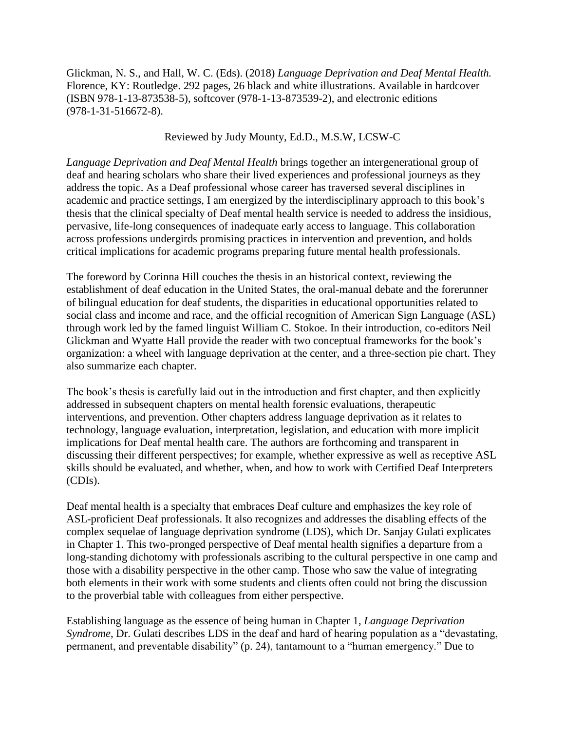Glickman, N. S., and Hall, W. C. (Eds). (2018) *Language Deprivation and Deaf Mental Health.* Florence, KY: Routledge. 292 pages, 26 black and white illustrations. Available in hardcover (ISBN 978-1-13-873538-5), softcover (978-1-13-873539-2), and electronic editions (978-1-31-516672-8).

Reviewed by Judy Mounty, Ed.D., M.S.W, LCSW-C

*Language Deprivation and Deaf Mental Health* brings together an intergenerational group of deaf and hearing scholars who share their lived experiences and professional journeys as they address the topic. As a Deaf professional whose career has traversed several disciplines in academic and practice settings, I am energized by the interdisciplinary approach to this book's thesis that the clinical specialty of Deaf mental health service is needed to address the insidious, pervasive, life-long consequences of inadequate early access to language. This collaboration across professions undergirds promising practices in intervention and prevention, and holds critical implications for academic programs preparing future mental health professionals.

The foreword by Corinna Hill couches the thesis in an historical context, reviewing the establishment of deaf education in the United States, the oral-manual debate and the forerunner of bilingual education for deaf students, the disparities in educational opportunities related to social class and income and race, and the official recognition of American Sign Language (ASL) through work led by the famed linguist William C. Stokoe. In their introduction, co-editors Neil Glickman and Wyatte Hall provide the reader with two conceptual frameworks for the book's organization: a wheel with language deprivation at the center, and a three-section pie chart. They also summarize each chapter.

The book's thesis is carefully laid out in the introduction and first chapter, and then explicitly addressed in subsequent chapters on mental health forensic evaluations, therapeutic interventions, and prevention. Other chapters address language deprivation as it relates to technology, language evaluation, interpretation, legislation, and education with more implicit implications for Deaf mental health care. The authors are forthcoming and transparent in discussing their different perspectives; for example, whether expressive as well as receptive ASL skills should be evaluated, and whether, when, and how to work with Certified Deaf Interpreters (CDIs).

Deaf mental health is a specialty that embraces Deaf culture and emphasizes the key role of ASL-proficient Deaf professionals. It also recognizes and addresses the disabling effects of the complex sequelae of language deprivation syndrome (LDS), which Dr. Sanjay Gulati explicates in Chapter 1. This two-pronged perspective of Deaf mental health signifies a departure from a long-standing dichotomy with professionals ascribing to the cultural perspective in one camp and those with a disability perspective in the other camp. Those who saw the value of integrating both elements in their work with some students and clients often could not bring the discussion to the proverbial table with colleagues from either perspective.

Establishing language as the essence of being human in Chapter 1, *Language Deprivation Syndrome*, Dr. Gulati describes LDS in the deaf and hard of hearing population as a "devastating, permanent, and preventable disability" (p. 24), tantamount to a "human emergency." Due to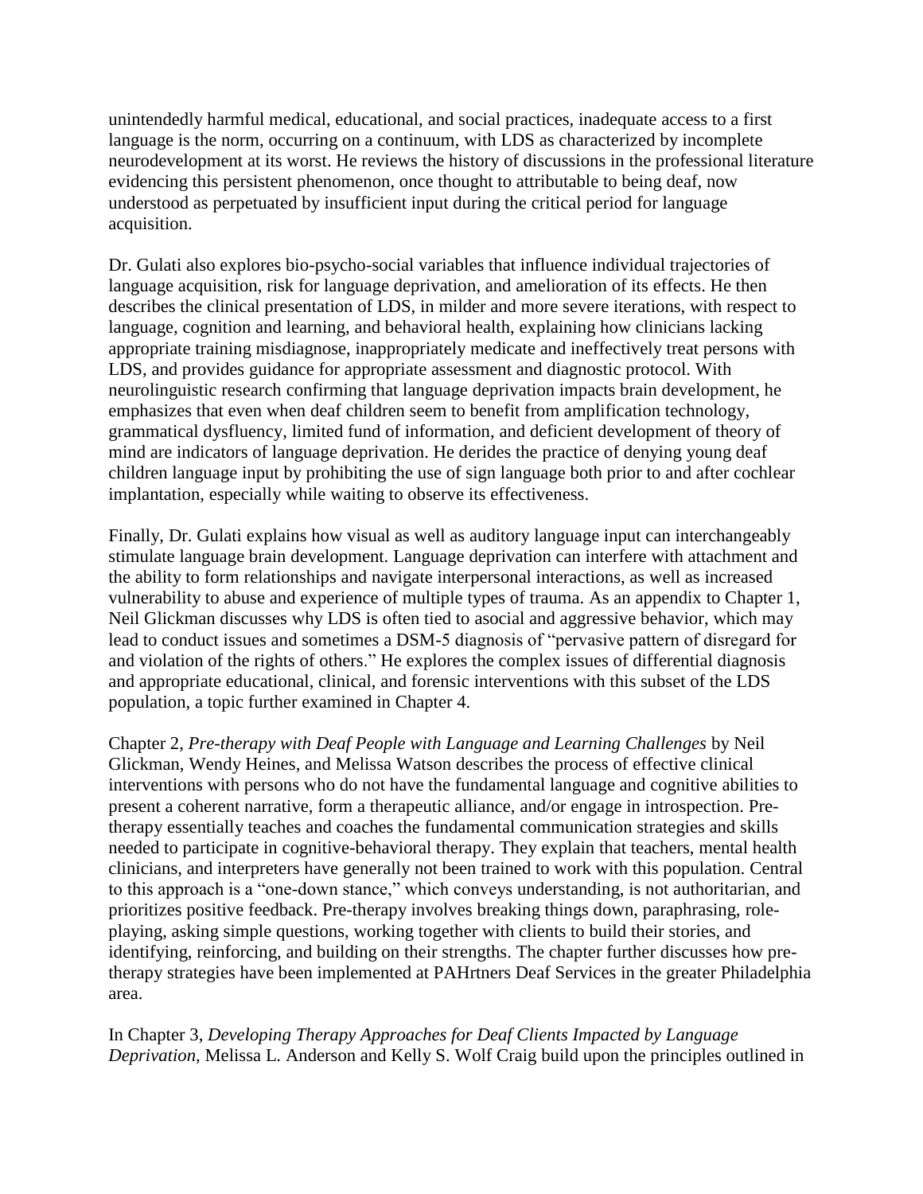unintendedly harmful medical, educational, and social practices, inadequate access to a first language is the norm, occurring on a continuum, with LDS as characterized by incomplete neurodevelopment at its worst. He reviews the history of discussions in the professional literature evidencing this persistent phenomenon, once thought to attributable to being deaf, now understood as perpetuated by insufficient input during the critical period for language acquisition.

Dr. Gulati also explores bio-psycho-social variables that influence individual trajectories of language acquisition, risk for language deprivation, and amelioration of its effects. He then describes the clinical presentation of LDS, in milder and more severe iterations, with respect to language, cognition and learning, and behavioral health, explaining how clinicians lacking appropriate training misdiagnose, inappropriately medicate and ineffectively treat persons with LDS, and provides guidance for appropriate assessment and diagnostic protocol. With neurolinguistic research confirming that language deprivation impacts brain development, he emphasizes that even when deaf children seem to benefit from amplification technology, grammatical dysfluency, limited fund of information, and deficient development of theory of mind are indicators of language deprivation. He derides the practice of denying young deaf children language input by prohibiting the use of sign language both prior to and after cochlear implantation, especially while waiting to observe its effectiveness.

Finally, Dr. Gulati explains how visual as well as auditory language input can interchangeably stimulate language brain development. Language deprivation can interfere with attachment and the ability to form relationships and navigate interpersonal interactions, as well as increased vulnerability to abuse and experience of multiple types of trauma. As an appendix to Chapter 1, Neil Glickman discusses why LDS is often tied to asocial and aggressive behavior, which may lead to conduct issues and sometimes a DSM-5 diagnosis of "pervasive pattern of disregard for and violation of the rights of others." He explores the complex issues of differential diagnosis and appropriate educational, clinical, and forensic interventions with this subset of the LDS population, a topic further examined in Chapter 4.

Chapter 2, *Pre-therapy with Deaf People with Language and Learning Challenges* by Neil Glickman, Wendy Heines, and Melissa Watson describes the process of effective clinical interventions with persons who do not have the fundamental language and cognitive abilities to present a coherent narrative, form a therapeutic alliance, and/or engage in introspection. Pre-therapy essentially teaches and coaches the fundamental communication strategies and skills needed to participate in cognitive-behavioral therapy. They explain that teachers, mental health clinicians, and interpreters have generally not been trained to work with this population. Central to this approach is a "one-down stance," which conveys understanding, is not authoritarian, and prioritizes positive feedback. Pre-therapy involves breaking things down, paraphrasing, role-playing, asking simple questions, working together with clients to build their stories, and identifying, reinforcing, and building on their strengths. The chapter further discusses how pre-therapy strategies have been implemented at PAHrtners Deaf Services in the greater Philadelphia area.

In Chapter 3, *Developing Therapy Approaches for Deaf Clients Impacted by Language Deprivation,* Melissa L. Anderson and Kelly S. Wolf Craig build upon the principles outlined in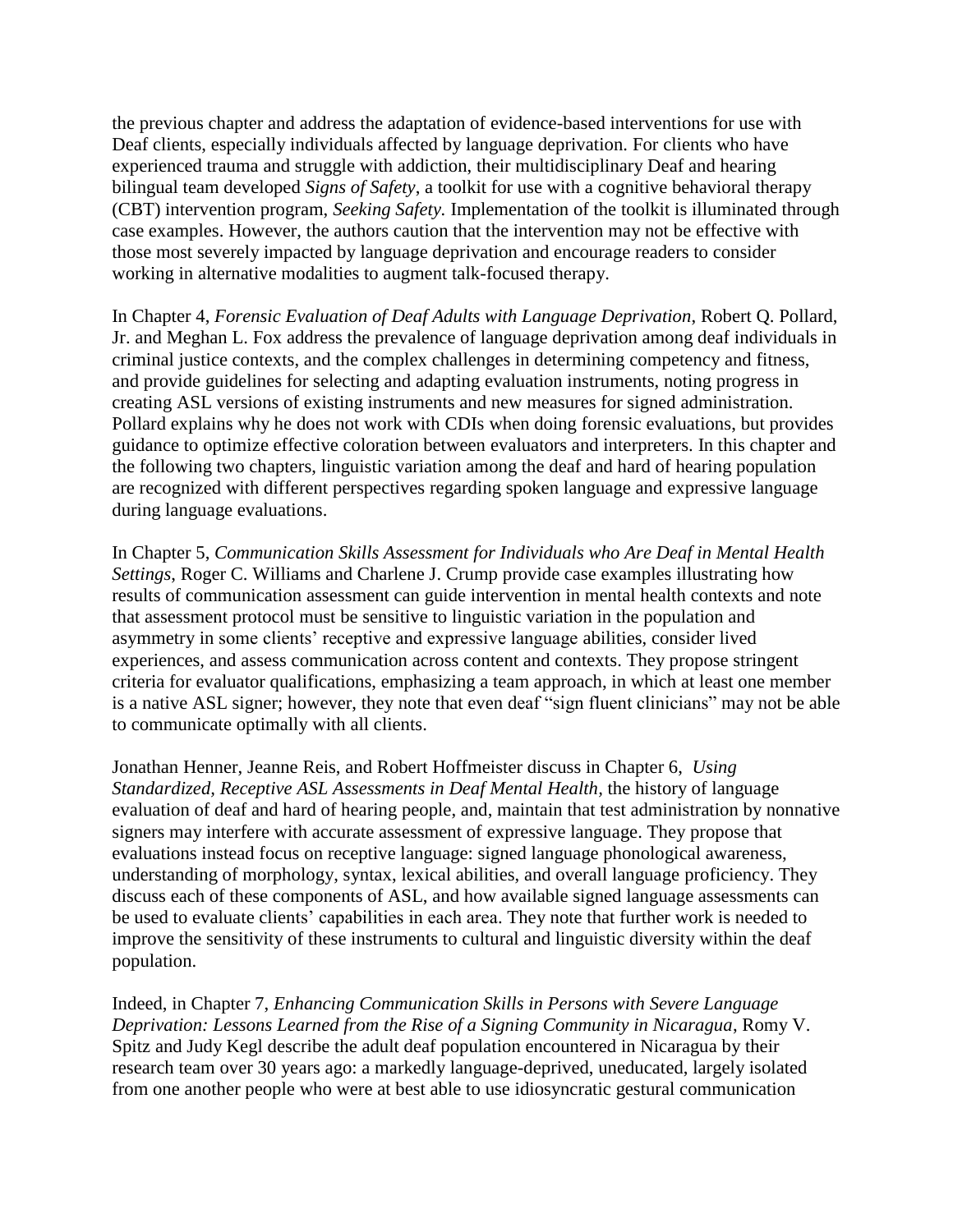the previous chapter and address the adaptation of evidence-based interventions for use with Deaf clients, especially individuals affected by language deprivation. For clients who have experienced trauma and struggle with addiction, their multidisciplinary Deaf and hearing bilingual team developed *Signs of Safety*, a toolkit for use with a cognitive behavioral therapy (CBT) intervention program, *Seeking Safety.* Implementation of the toolkit is illuminated through case examples. However, the authors caution that the intervention may not be effective with those most severely impacted by language deprivation and encourage readers to consider working in alternative modalities to augment talk-focused therapy.

In Chapter 4, *Forensic Evaluation of Deaf Adults with Language Deprivation*, Robert Q. Pollard, Jr. and Meghan L. Fox address the prevalence of language deprivation among deaf individuals in criminal justice contexts, and the complex challenges in determining competency and fitness, and provide guidelines for selecting and adapting evaluation instruments, noting progress in creating ASL versions of existing instruments and new measures for signed administration. Pollard explains why he does not work with CDIs when doing forensic evaluations, but provides guidance to optimize effective coloration between evaluators and interpreters. In this chapter and the following two chapters, linguistic variation among the deaf and hard of hearing population are recognized with different perspectives regarding spoken language and expressive language during language evaluations.

In Chapter 5, *Communication Skills Assessment for Individuals who Are Deaf in Mental Health Settings*, Roger C. Williams and Charlene J. Crump provide case examples illustrating how results of communication assessment can guide intervention in mental health contexts and note that assessment protocol must be sensitive to linguistic variation in the population and asymmetry in some clients' receptive and expressive language abilities, consider lived experiences, and assess communication across content and contexts. They propose stringent criteria for evaluator qualifications, emphasizing a team approach, in which at least one member is a native ASL signer; however, they note that even deaf "sign fluent clinicians" may not be able to communicate optimally with all clients.

Jonathan Henner, Jeanne Reis, and Robert Hoffmeister discuss in Chapter 6, *Using Standardized, Receptive ASL Assessments in Deaf Mental Health*, the history of language evaluation of deaf and hard of hearing people, and, maintain that test administration by nonnative signers may interfere with accurate assessment of expressive language. They propose that evaluations instead focus on receptive language: signed language phonological awareness, understanding of morphology, syntax, lexical abilities, and overall language proficiency. They discuss each of these components of ASL, and how available signed language assessments can be used to evaluate clients' capabilities in each area. They note that further work is needed to improve the sensitivity of these instruments to cultural and linguistic diversity within the deaf population.

Indeed, in Chapter 7, *Enhancing Communication Skills in Persons with Severe Language Deprivation: Lessons Learned from the Rise of a Signing Community in Nicaragua*, Romy V. Spitz and Judy Kegl describe the adult deaf population encountered in Nicaragua by their research team over 30 years ago: a markedly language-deprived, uneducated, largely isolated from one another people who were at best able to use idiosyncratic gestural communication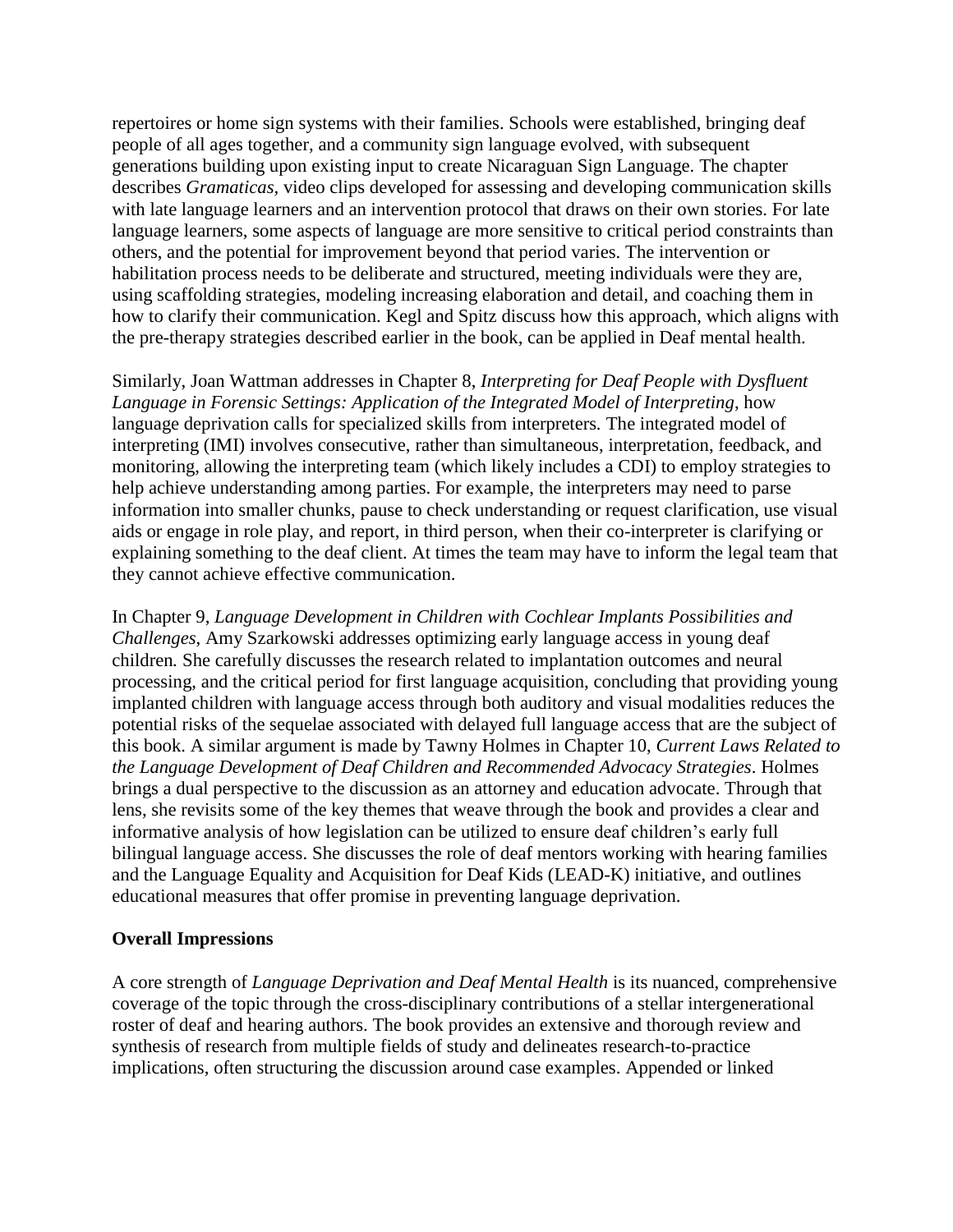repertoires or home sign systems with their families. Schools were established, bringing deaf people of all ages together, and a community sign language evolved, with subsequent generations building upon existing input to create Nicaraguan Sign Language. The chapter describes *Gramaticas,* video clips developed for assessing and developing communication skills with late language learners and an intervention protocol that draws on their own stories. For late language learners, some aspects of language are more sensitive to critical period constraints than others, and the potential for improvement beyond that period varies. The intervention or habilitation process needs to be deliberate and structured, meeting individuals were they are, using scaffolding strategies, modeling increasing elaboration and detail, and coaching them in how to clarify their communication. Kegl and Spitz discuss how this approach, which aligns with the pre-therapy strategies described earlier in the book, can be applied in Deaf mental health.

Similarly, Joan Wattman addresses in Chapter 8, *Interpreting for Deaf People with Dysfluent Language in Forensic Settings: Application of the Integrated Model of Interpreting*, how language deprivation calls for specialized skills from interpreters. The integrated model of interpreting (IMI) involves consecutive, rather than simultaneous, interpretation, feedback, and monitoring, allowing the interpreting team (which likely includes a CDI) to employ strategies to help achieve understanding among parties. For example, the interpreters may need to parse information into smaller chunks, pause to check understanding or request clarification, use visual aids or engage in role play, and report, in third person, when their co-interpreter is clarifying or explaining something to the deaf client. At times the team may have to inform the legal team that they cannot achieve effective communication.

In Chapter 9, *Language Development in Children with Cochlear Implants Possibilities and Challenges*, Amy Szarkowski addresses optimizing early language access in young deaf children*.* She carefully discusses the research related to implantation outcomes and neural processing, and the critical period for first language acquisition, concluding that providing young implanted children with language access through both auditory and visual modalities reduces the potential risks of the sequelae associated with delayed full language access that are the subject of this book. A similar argument is made by Tawny Holmes in Chapter 10, *Current Laws Related to the Language Development of Deaf Children and Recommended Advocacy Strategies*. Holmes brings a dual perspective to the discussion as an attorney and education advocate. Through that lens, she revisits some of the key themes that weave through the book and provides a clear and informative analysis of how legislation can be utilized to ensure deaf children's early full bilingual language access. She discusses the role of deaf mentors working with hearing families and the Language Equality and Acquisition for Deaf Kids (LEAD-K) initiative, and outlines educational measures that offer promise in preventing language deprivation.

**Overall Impressions**

A core strength of *Language Deprivation and Deaf Mental Health* is its nuanced, comprehensive coverage of the topic through the cross-disciplinary contributions of a stellar intergenerational roster of deaf and hearing authors. The book provides an extensive and thorough review and synthesis of research from multiple fields of study and delineates research-to-practice implications, often structuring the discussion around case examples. Appended or linked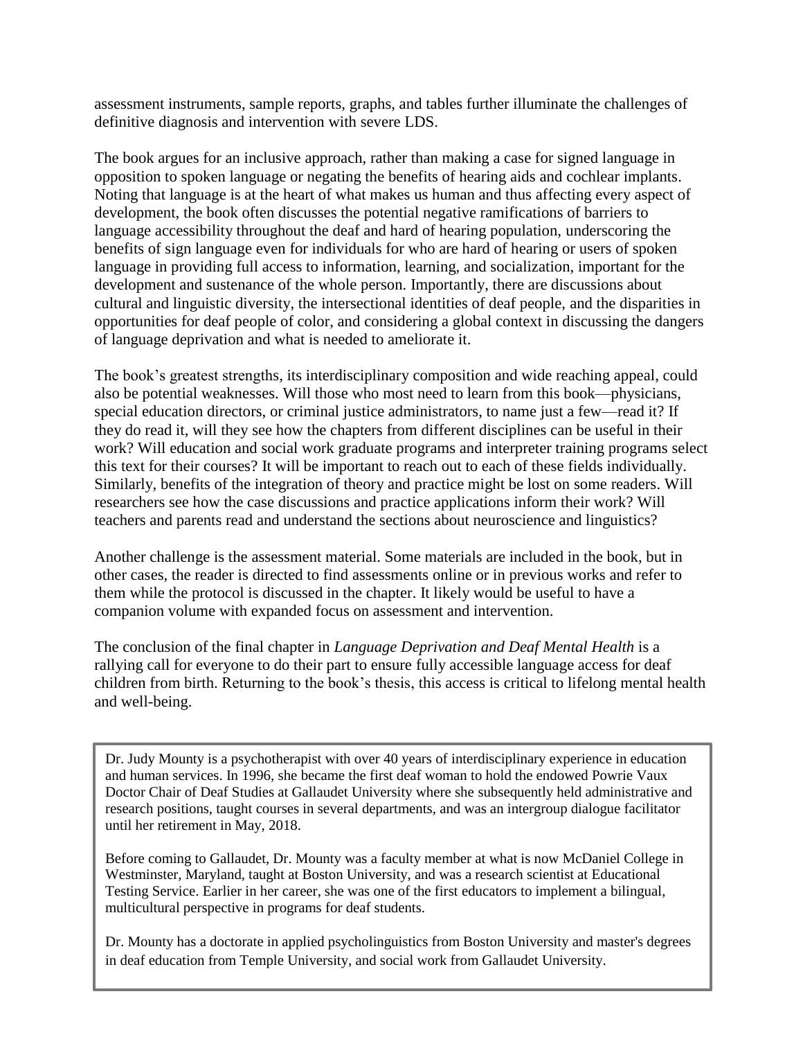assessment instruments, sample reports, graphs, and tables further illuminate the challenges of definitive diagnosis and intervention with severe LDS.

The book argues for an inclusive approach, rather than making a case for signed language in opposition to spoken language or negating the benefits of hearing aids and cochlear implants. Noting that language is at the heart of what makes us human and thus affecting every aspect of development, the book often discusses the potential negative ramifications of barriers to language accessibility throughout the deaf and hard of hearing population, underscoring the benefits of sign language even for individuals for who are hard of hearing or users of spoken language in providing full access to information, learning, and socialization, important for the development and sustenance of the whole person. Importantly, there are discussions about cultural and linguistic diversity, the intersectional identities of deaf people, and the disparities in opportunities for deaf people of color, and considering a global context in discussing the dangers of language deprivation and what is needed to ameliorate it.

The book's greatest strengths, its interdisciplinary composition and wide reaching appeal, could also be potential weaknesses. Will those who most need to learn from this book—physicians, special education directors, or criminal justice administrators, to name just a few—read it? If they do read it, will they see how the chapters from different disciplines can be useful in their work? Will education and social work graduate programs and interpreter training programs select this text for their courses? It will be important to reach out to each of these fields individually. Similarly, benefits of the integration of theory and practice might be lost on some readers. Will researchers see how the case discussions and practice applications inform their work? Will teachers and parents read and understand the sections about neuroscience and linguistics?

Another challenge is the assessment material. Some materials are included in the book, but in other cases, the reader is directed to find assessments online or in previous works and refer to them while the protocol is discussed in the chapter. It likely would be useful to have a companion volume with expanded focus on assessment and intervention.

The conclusion of the final chapter in *Language Deprivation and Deaf Mental Health* is a rallying call for everyone to do their part to ensure fully accessible language access for deaf children from birth. Returning to the book's thesis, this access is critical to lifelong mental health and well-being.

---

Dr. Judy Mounty is a psychotherapist with over 40 years of interdisciplinary experience in education and human services. In 1996, she became the first deaf woman to hold the endowed Powrie Vaux Doctor Chair of Deaf Studies at Gallaudet University where she subsequently held administrative and research positions, taught courses in several departments, and was an intergroup dialogue facilitator until her retirement in May, 2018.

Before coming to Gallaudet, Dr. Mounty was a faculty member at what is now McDaniel College in Westminster, Maryland, taught at Boston University, and was a research scientist at Educational Testing Service. Earlier in her career, she was one of the first educators to implement a bilingual, multicultural perspective in programs for deaf students.

Dr. Mounty has a doctorate in applied psycholinguistics from Boston University and master's degrees in deaf education from Temple University, and social work from Gallaudet University.